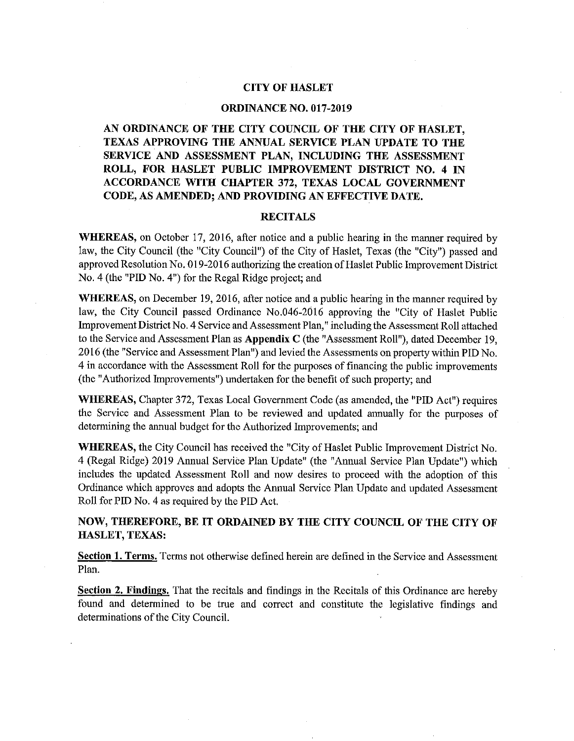# CITY OF HASLET

## ORDINANCE NO. 017-2019

**AN ORDINANCE OF THE CITY COUNCIL OF THE CITY OF HASLET, TEXAS APPROVING THE ANNUAL SERVICE PLAN UPDATE TO THE SERVICE AND ASSESSMENT PLAN, INCLUDING THE ASSESSMENT ROLL, FOR HASLET PUBLIC IMPROVEMENT DISTRICT NO. 4 IN ACCORDANCE WITH CHAPTER 372, TEXAS LOCAL GOVERNMENT CODE, AS AMENDED; AND PROVIDING AN EFFECTIVE DATE.**

## RECITALS

**WHEREAS,** on October 17, 2016, after notice and a public hearing in the manner required by law, the City Council (the "City Council") of the City of Haslet, Texas (the "City") passed and approved Resolution No. 019-2016 authorizing the creation of Haslet Public Improvement District No. 4 (the "PID No. 4") for the Regal Ridge project; and

**WHEREAS,** on December 19, 2016, after notice and a public hearing in the manner required by law, the City Council passed Ordinance No.046-2016 approving the "City of Haslet Public Improvement District No. 4 Service and Assessment Plan," including the Assessment Roll attached to the Service and Assessment Plan as **Appendix C** (the "Assessment Roll"), dated December 19, 2016 (the "Service and Assessment Plan") and levied the Assessments on property within PID No. 4 in accordance with the Assessment Roll for the purposes of financing the public improvements (the "Authorized Improvements") undertaken for the benefit of such property; and

**WHEREAS,** Chapter 372, Texas Local Government Code (as amended, the "PID Act") requires the Service and Assessment Plan to be reviewed and updated annually for the purposes of determining the annual budget for the Authorized Improvements; and

**WHEREAS,** the City Council has received the "City of Haslet Public Improvement District No. 4 (Regal Ridge) 2019 Annual Service Plan Update" (the "Annual Service Plan Update") which includes the updated Assessment Roll and now desires to proceed with the adoption of this Ordinance which approves and adopts the Annual Service Plan Update and updated Assessment Roll for PID No. 4 as required by the PID Act.

**NOW, THEREFORE, BE IT ORDAINED BY THE CITY COUNCIL OF THE CITY OF HASLET, TEXAS:**

**Section 1. Terms.** Terms not otherwise defined herein are defined in the Service and Assessment Plan.

**Section 2. Findings.** That the recitals and findings in the Recitals of this Ordinance are hereby found and determined to be true and correct and constitute the legislative findings and determinations of the City Council.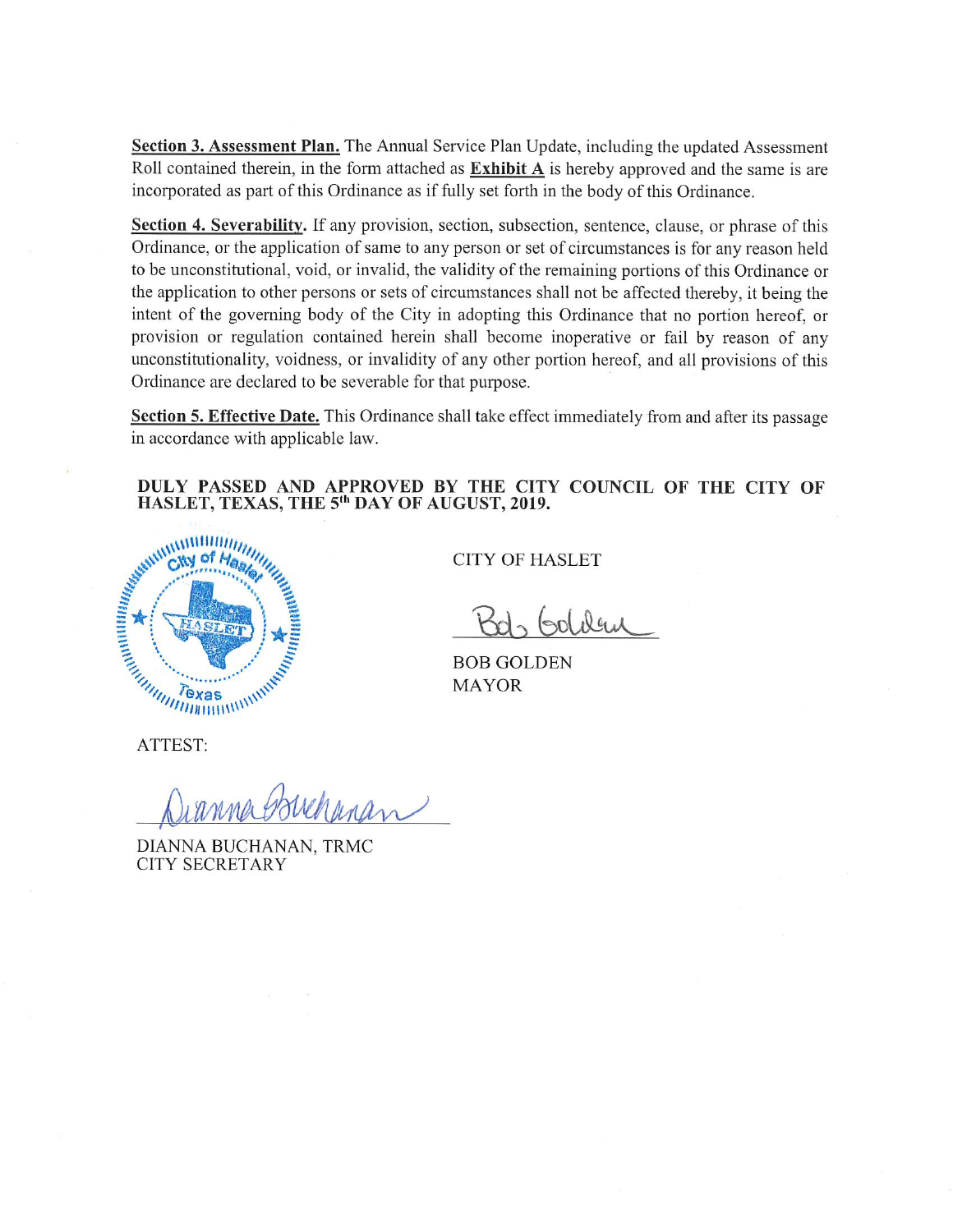**Section 3. Assessment Plan.** The Annual Service Plan Update, including the updated Assessment Roll contained therein, in the form attached as **Exhibit A** is hereby approved and the same is are incorporated as part of this Ordinance as if fully set forth in the body of this Ordinance.

**Section 4. Severability.** If any provision, section, subsection, sentence, clause, or phrase of this Ordinance, or the application of same to any person or set of circumstances is for any reason held to be unconstitutional, void, or invalid, the validity of the remaining portions of this Ordinance or the application to other persons or sets of circumstances shall not be affected thereby, it being the intent of the governing body of the City in adopting this Ordinance that no portion hereof, or provision or regulation contained herein shall become inoperative or fail by reason of any unconstitutionality, voidness, or invalidity of any other portion hereof, and all provisions of this Ordinance are declared to be severable for that purpose.

**Section 5. Effective Date.** This Ordinance shall take effect immediately from and after its passage in accordance with applicable law.

**DULY PASSED AND APPROVED BY THE CITY COUNCIL OF THE CITY OF HASLET, TEXAS, THE 5th DAY OF AUGUST, 2019.**

CITY OF HASLET

Bob Golden

BOB GOLDEN
MAYOR

ATTEST:

Dianna Buchanan

DIANNA BUCHANAN, TRMC
CITY SECRETARY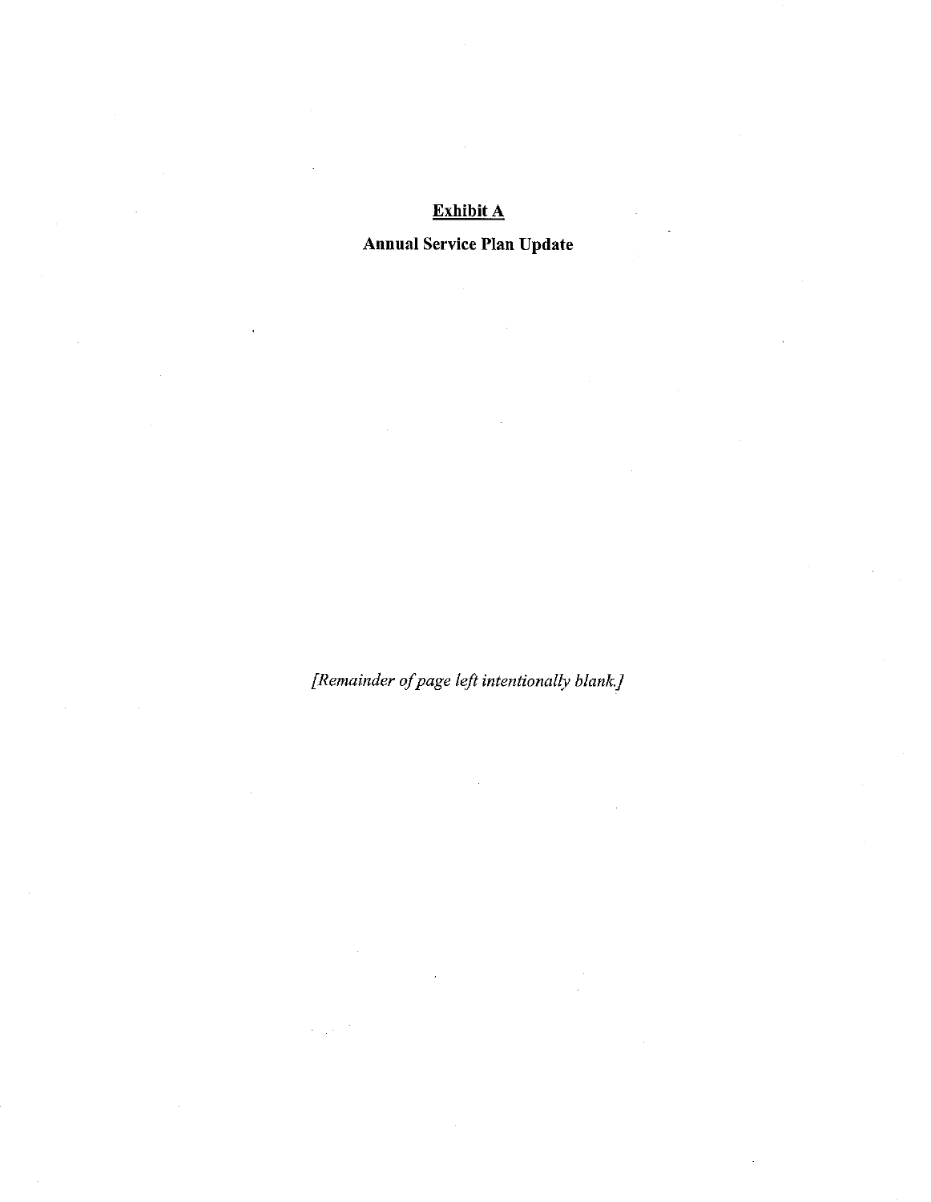**Exhibit A**

**Annual Service Plan Update**

*[Remainder of page left intentionally blank.]*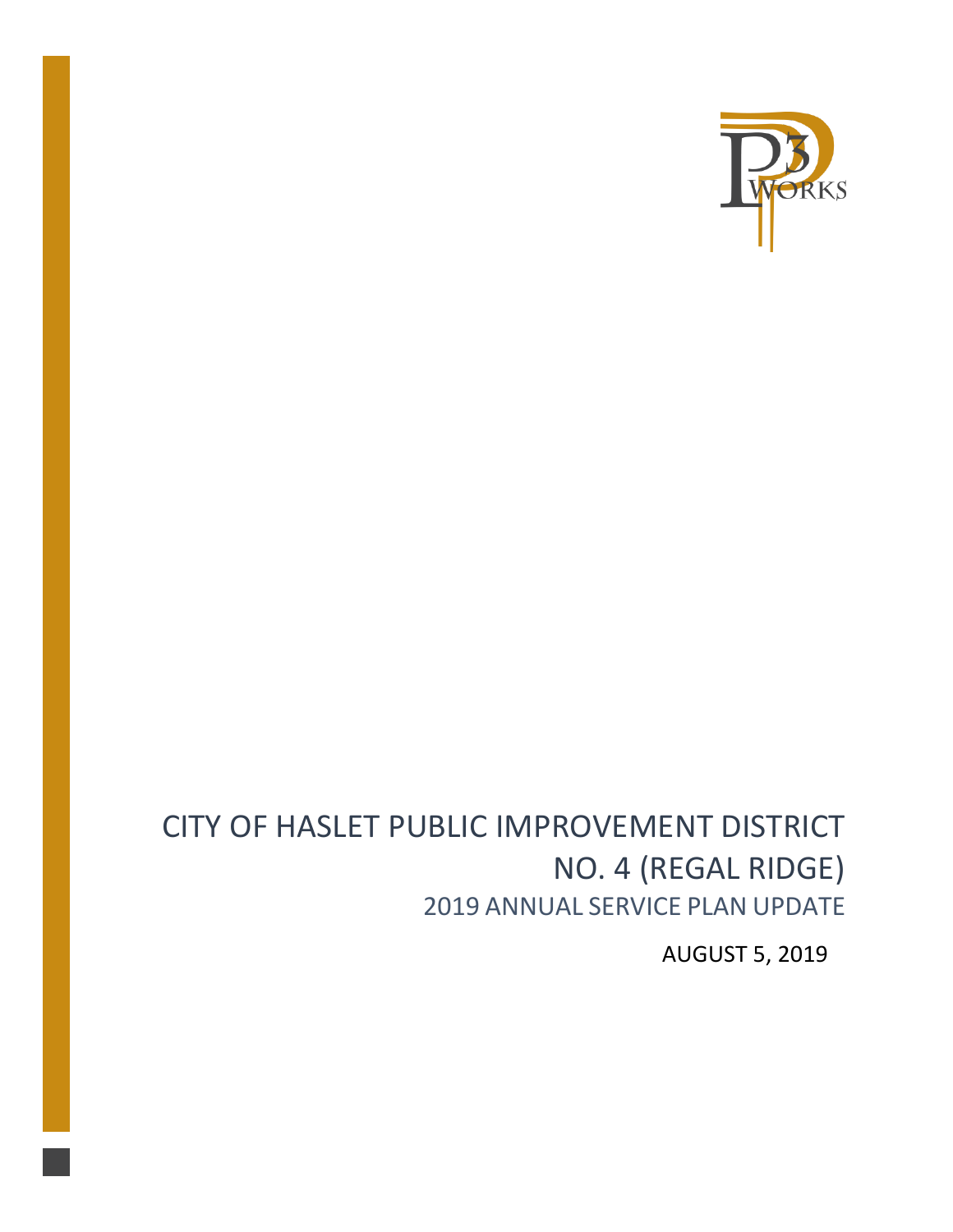# CITY OF HASLET PUBLIC IMPROVEMENT DISTRICT NO. 4 (REGAL RIDGE)

## 2019 ANNUAL SERVICE PLAN UPDATE

AUGUST 5, 2019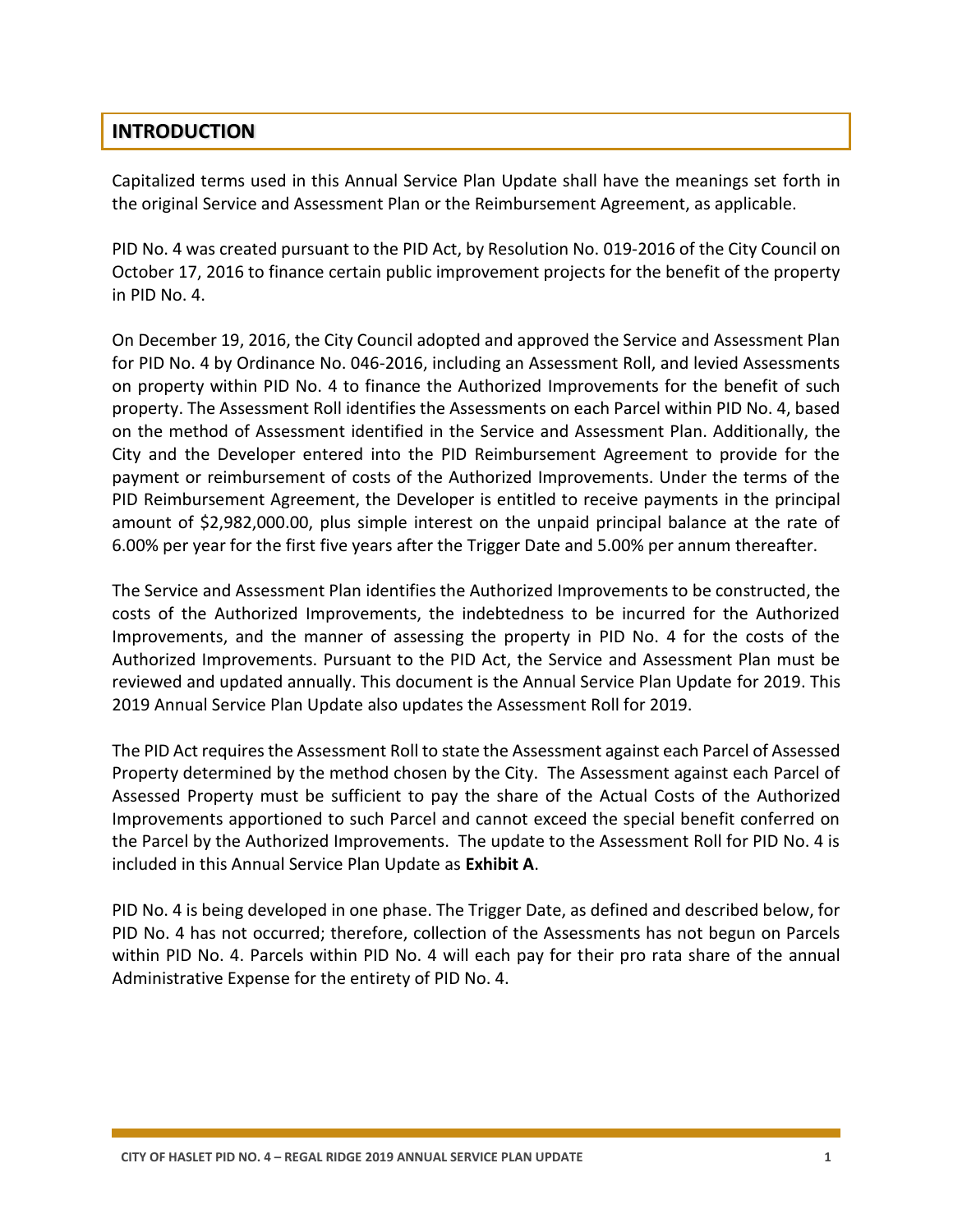## INTRODUCTION

Capitalized terms used in this Annual Service Plan Update shall have the meanings set forth in the original Service and Assessment Plan or the Reimbursement Agreement, as applicable.

PID No. 4 was created pursuant to the PID Act, by Resolution No. 019-2016 of the City Council on October 17, 2016 to finance certain public improvement projects for the benefit of the property in PID No. 4.

On December 19, 2016, the City Council adopted and approved the Service and Assessment Plan for PID No. 4 by Ordinance No. 046-2016, including an Assessment Roll, and levied Assessments on property within PID No. 4 to finance the Authorized Improvements for the benefit of such property. The Assessment Roll identifies the Assessments on each Parcel within PID No. 4, based on the method of Assessment identified in the Service and Assessment Plan. Additionally, the City and the Developer entered into the PID Reimbursement Agreement to provide for the payment or reimbursement of costs of the Authorized Improvements. Under the terms of the PID Reimbursement Agreement, the Developer is entitled to receive payments in the principal amount of $2,982,000.00, plus simple interest on the unpaid principal balance at the rate of 6.00% per year for the first five years after the Trigger Date and 5.00% per annum thereafter.

The Service and Assessment Plan identifies the Authorized Improvements to be constructed, the costs of the Authorized Improvements, the indebtedness to be incurred for the Authorized Improvements, and the manner of assessing the property in PID No. 4 for the costs of the Authorized Improvements. Pursuant to the PID Act, the Service and Assessment Plan must be reviewed and updated annually. This document is the Annual Service Plan Update for 2019. This 2019 Annual Service Plan Update also updates the Assessment Roll for 2019.

The PID Act requires the Assessment Roll to state the Assessment against each Parcel of Assessed Property determined by the method chosen by the City. The Assessment against each Parcel of Assessed Property must be sufficient to pay the share of the Actual Costs of the Authorized Improvements apportioned to such Parcel and cannot exceed the special benefit conferred on the Parcel by the Authorized Improvements. The update to the Assessment Roll for PID No. 4 is included in this Annual Service Plan Update as **Exhibit A**.

PID No. 4 is being developed in one phase. The Trigger Date, as defined and described below, for PID No. 4 has not occurred; therefore, collection of the Assessments has not begun on Parcels within PID No. 4. Parcels within PID No. 4 will each pay for their pro rata share of the annual Administrative Expense for the entirety of PID No. 4.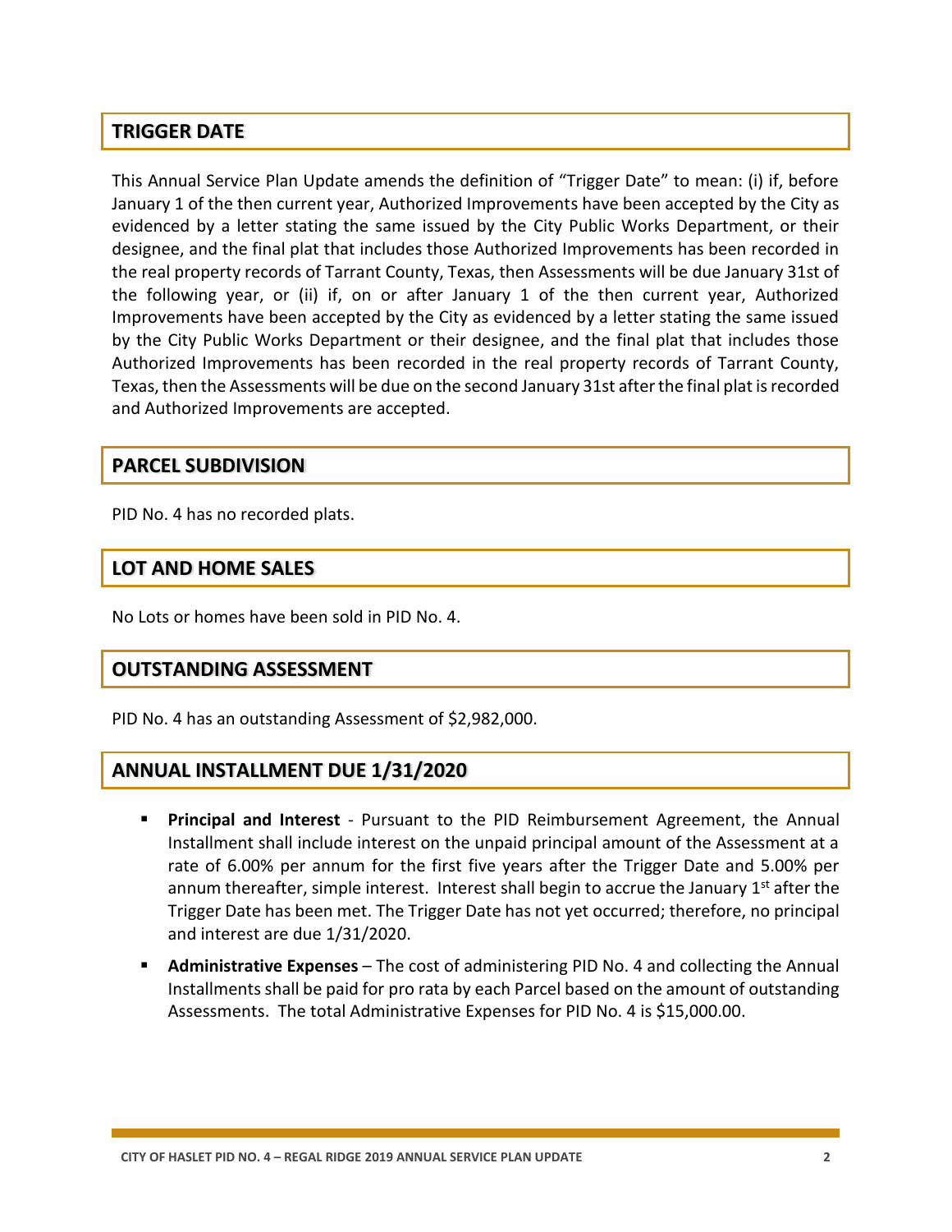## TRIGGER DATE

This Annual Service Plan Update amends the definition of "Trigger Date" to mean: (i) if, before January 1 of the then current year, Authorized Improvements have been accepted by the City as evidenced by a letter stating the same issued by the City Public Works Department, or their designee, and the final plat that includes those Authorized Improvements has been recorded in the real property records of Tarrant County, Texas, then Assessments will be due January 31st of the following year, or (ii) if, on or after January 1 of the then current year, Authorized Improvements have been accepted by the City as evidenced by a letter stating the same issued by the City Public Works Department or their designee, and the final plat that includes those Authorized Improvements has been recorded in the real property records of Tarrant County, Texas, then the Assessments will be due on the second January 31st after the final plat is recorded and Authorized Improvements are accepted.

## PARCEL SUBDIVISION

PID No. 4 has no recorded plats.

## LOT AND HOME SALES

No Lots or homes have been sold in PID No. 4.

## OUTSTANDING ASSESSMENT

PID No. 4 has an outstanding Assessment of $2,982,000.

## ANNUAL INSTALLMENT DUE 1/31/2020

- **Principal and Interest** - Pursuant to the PID Reimbursement Agreement, the Annual Installment shall include interest on the unpaid principal amount of the Assessment at a rate of 6.00% per annum for the first five years after the Trigger Date and 5.00% per annum thereafter, simple interest. Interest shall begin to accrue the January 1st after the Trigger Date has been met. The Trigger Date has not yet occurred; therefore, no principal and interest are due 1/31/2020.
- **Administrative Expenses** – The cost of administering PID No. 4 and collecting the Annual Installments shall be paid for pro rata by each Parcel based on the amount of outstanding Assessments. The total Administrative Expenses for PID No. 4 is $15,000.00.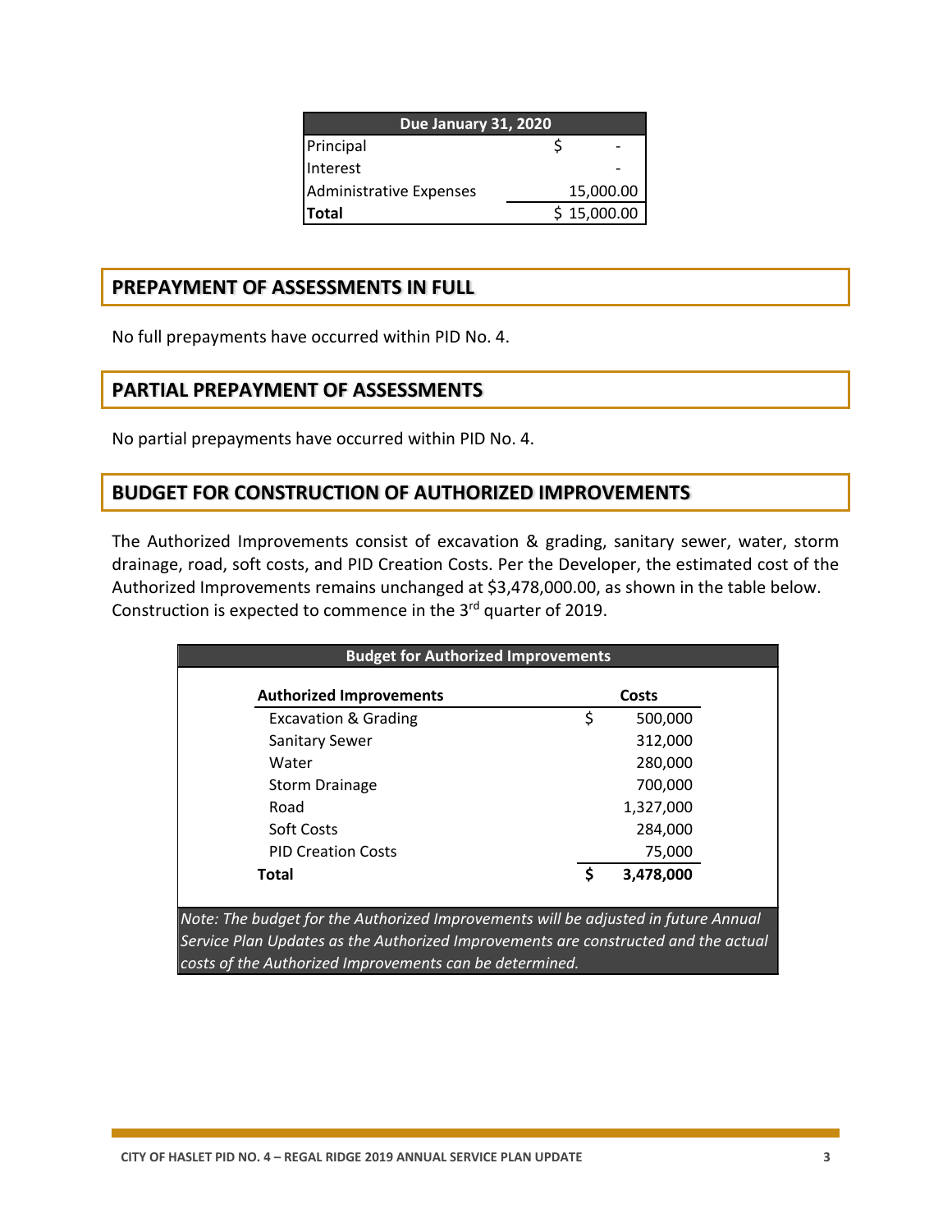| Due January 31, 2020 | |
|---|---|
| Principal | $ - |
| Interest | - |
| Administrative Expenses | 15,000.00 |
| **Total** | $ 15,000.00 |

## PREPAYMENT OF ASSESSMENTS IN FULL

No full prepayments have occurred within PID No. 4.

## PARTIAL PREPAYMENT OF ASSESSMENTS

No partial prepayments have occurred within PID No. 4.

## BUDGET FOR CONSTRUCTION OF AUTHORIZED IMPROVEMENTS

The Authorized Improvements consist of excavation & grading, sanitary sewer, water, storm drainage, road, soft costs, and PID Creation Costs. Per the Developer, the estimated cost of the Authorized Improvements remains unchanged at $3,478,000.00, as shown in the table below. Construction is expected to commence in the 3rd quarter of 2019.

| Budget for Authorized Improvements | |
|---|---|
| **Authorized Improvements** | **Costs** |
| Excavation & Grading | $ 500,000 |
| Sanitary Sewer | 312,000 |
| Water | 280,000 |
| Storm Drainage | 700,000 |
| Road | 1,327,000 |
| Soft Costs | 284,000 |
| PID Creation Costs | 75,000 |
| **Total** | **$ 3,478,000** |

*Note: The budget for the Authorized Improvements will be adjusted in future Annual Service Plan Updates as the Authorized Improvements are constructed and the actual costs of the Authorized Improvements can be determined.*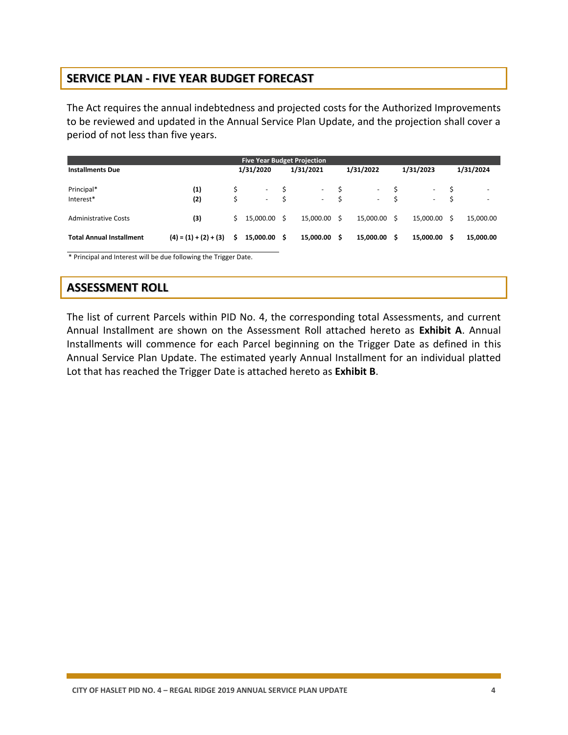## SERVICE PLAN - FIVE YEAR BUDGET FORECAST

The Act requires the annual indebtedness and projected costs for the Authorized Improvements to be reviewed and updated in the Annual Service Plan Update, and the projection shall cover a period of not less than five years.

| Five Year Budget Projection | | | | | | |
|---|---|---|---|---|---|---|
| **Installments Due** | | **1/31/2020** | **1/31/2021** | **1/31/2022** | **1/31/2023** | **1/31/2024** |
| Principal* | **(1)** | $ - | $ - | $ - | $ - | $ - |
| Interest* | **(2)** | $ - | $ - | $ - | $ - | $ - |
| Administrative Costs | **(3)** | $ 15,000.00 | $ 15,000.00 | $ 15,000.00 | $ 15,000.00 | $ 15,000.00 |
| **Total Annual Installment** | **(4) = (1) + (2) + (3)** | **$ 15,000.00** | **$ 15,000.00** | **$ 15,000.00** | **$ 15,000.00** | **$ 15,000.00** |

\* Principal and Interest will be due following the Trigger Date.

## ASSESSMENT ROLL

The list of current Parcels within PID No. 4, the corresponding total Assessments, and current Annual Installment are shown on the Assessment Roll attached hereto as **Exhibit A**. Annual Installments will commence for each Parcel beginning on the Trigger Date as defined in this Annual Service Plan Update. The estimated yearly Annual Installment for an individual platted Lot that has reached the Trigger Date is attached hereto as **Exhibit B**.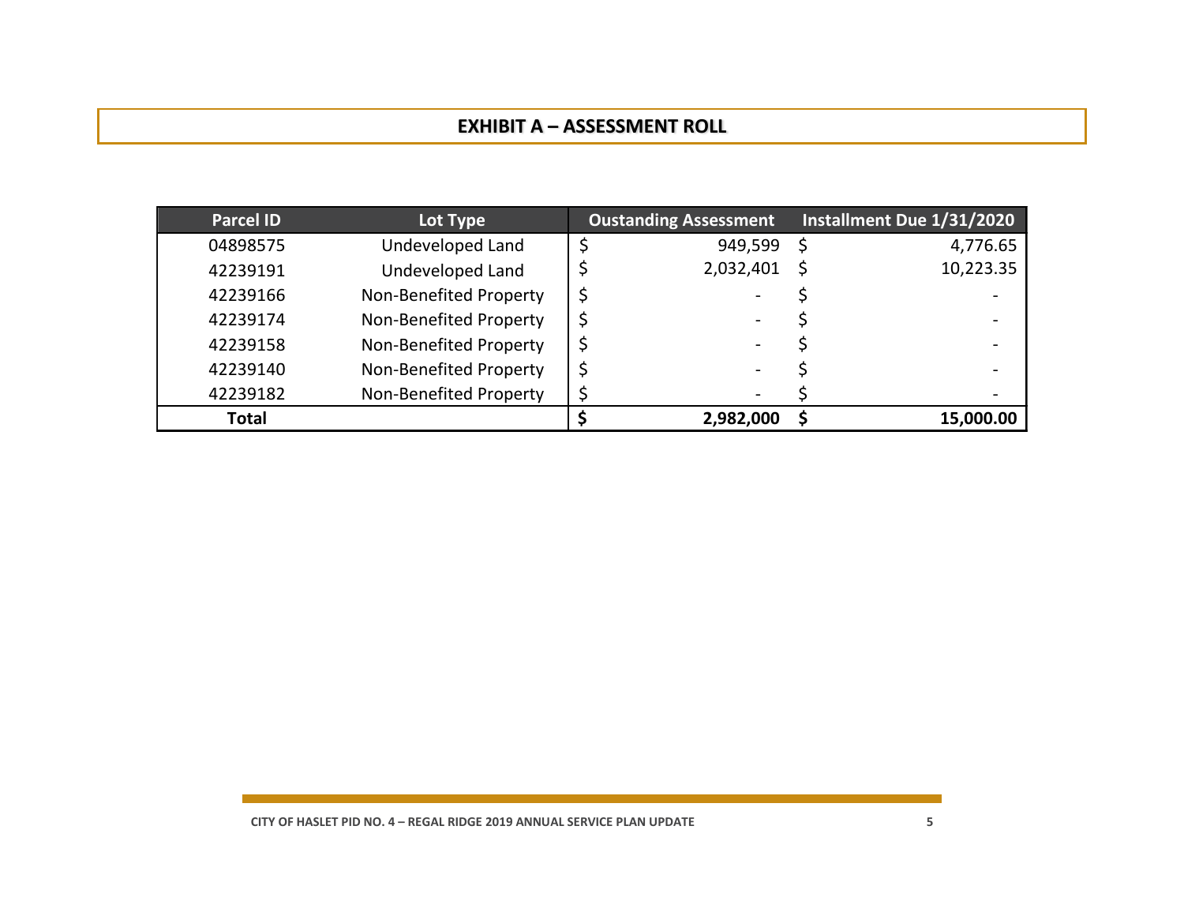# EXHIBIT A – ASSESSMENT ROLL

| Parcel ID | Lot Type | Oustanding Assessment | Installment Due 1/31/2020 |
|---|---|---|---|
| 04898575 | Undeveloped Land | $ 949,599 | $ 4,776.65 |
| 42239191 | Undeveloped Land | $ 2,032,401 | $ 10,223.35 |
| 42239166 | Non-Benefited Property | $ - | $ - |
| 42239174 | Non-Benefited Property | $ - | $ - |
| 42239158 | Non-Benefited Property | $ - | $ - |
| 42239140 | Non-Benefited Property | $ - | $ - |
| 42239182 | Non-Benefited Property | $ - | $ - |
| **Total** | | **$ 2,982,000** | **$ 15,000.00** |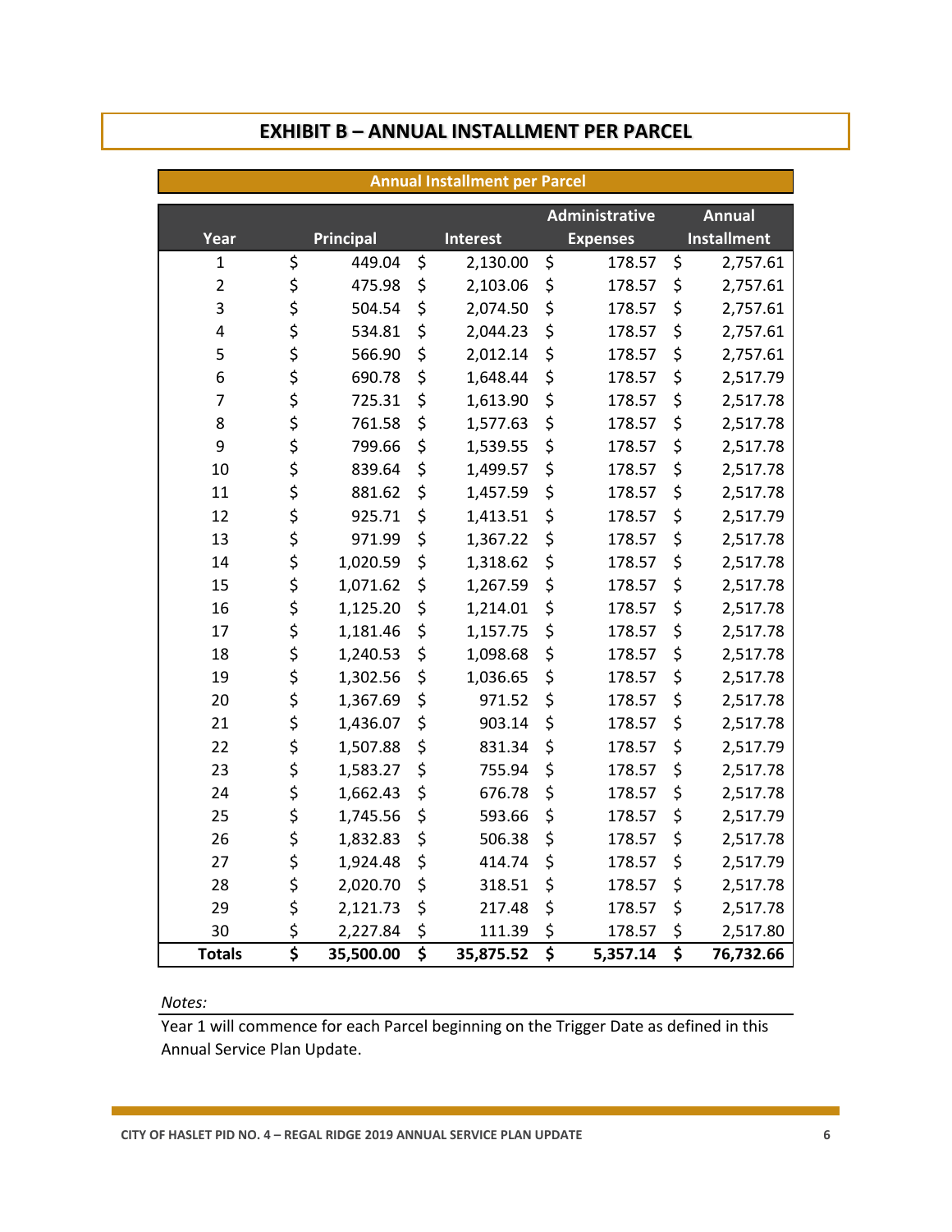# EXHIBIT B – ANNUAL INSTALLMENT PER PARCEL

| Annual Installment per Parcel | | | | |
|---|---|---|---|---|
| Year | Principal | Interest | Administrative Expenses | Annual Installment |
| 1 | $ 449.04 | $ 2,130.00 | $ 178.57 | $ 2,757.61 |
| 2 | $ 475.98 | $ 2,103.06 | $ 178.57 | $ 2,757.61 |
| 3 | $ 504.54 | $ 2,074.50 | $ 178.57 | $ 2,757.61 |
| 4 | $ 534.81 | $ 2,044.23 | $ 178.57 | $ 2,757.61 |
| 5 | $ 566.90 | $ 2,012.14 | $ 178.57 | $ 2,757.61 |
| 6 | $ 690.78 | $ 1,648.44 | $ 178.57 | $ 2,517.79 |
| 7 | $ 725.31 | $ 1,613.90 | $ 178.57 | $ 2,517.78 |
| 8 | $ 761.58 | $ 1,577.63 | $ 178.57 | $ 2,517.78 |
| 9 | $ 799.66 | $ 1,539.55 | $ 178.57 | $ 2,517.78 |
| 10 | $ 839.64 | $ 1,499.57 | $ 178.57 | $ 2,517.78 |
| 11 | $ 881.62 | $ 1,457.59 | $ 178.57 | $ 2,517.78 |
| 12 | $ 925.71 | $ 1,413.51 | $ 178.57 | $ 2,517.79 |
| 13 | $ 971.99 | $ 1,367.22 | $ 178.57 | $ 2,517.78 |
| 14 | $ 1,020.59 | $ 1,318.62 | $ 178.57 | $ 2,517.78 |
| 15 | $ 1,071.62 | $ 1,267.59 | $ 178.57 | $ 2,517.78 |
| 16 | $ 1,125.20 | $ 1,214.01 | $ 178.57 | $ 2,517.78 |
| 17 | $ 1,181.46 | $ 1,157.75 | $ 178.57 | $ 2,517.78 |
| 18 | $ 1,240.53 | $ 1,098.68 | $ 178.57 | $ 2,517.78 |
| 19 | $ 1,302.56 | $ 1,036.65 | $ 178.57 | $ 2,517.78 |
| 20 | $ 1,367.69 | $ 971.52 | $ 178.57 | $ 2,517.78 |
| 21 | $ 1,436.07 | $ 903.14 | $ 178.57 | $ 2,517.78 |
| 22 | $ 1,507.88 | $ 831.34 | $ 178.57 | $ 2,517.79 |
| 23 | $ 1,583.27 | $ 755.94 | $ 178.57 | $ 2,517.78 |
| 24 | $ 1,662.43 | $ 676.78 | $ 178.57 | $ 2,517.78 |
| 25 | $ 1,745.56 | $ 593.66 | $ 178.57 | $ 2,517.79 |
| 26 | $ 1,832.83 | $ 506.38 | $ 178.57 | $ 2,517.78 |
| 27 | $ 1,924.48 | $ 414.74 | $ 178.57 | $ 2,517.79 |
| 28 | $ 2,020.70 | $ 318.51 | $ 178.57 | $ 2,517.78 |
| 29 | $ 2,121.73 | $ 217.48 | $ 178.57 | $ 2,517.78 |
| 30 | $ 2,227.84 | $ 111.39 | $ 178.57 | $ 2,517.80 |
| **Totals** | **$ 35,500.00** | **$ 35,875.52** | **$ 5,357.14** | **$ 76,732.66** |

*Notes:*

Year 1 will commence for each Parcel beginning on the Trigger Date as defined in this Annual Service Plan Update.